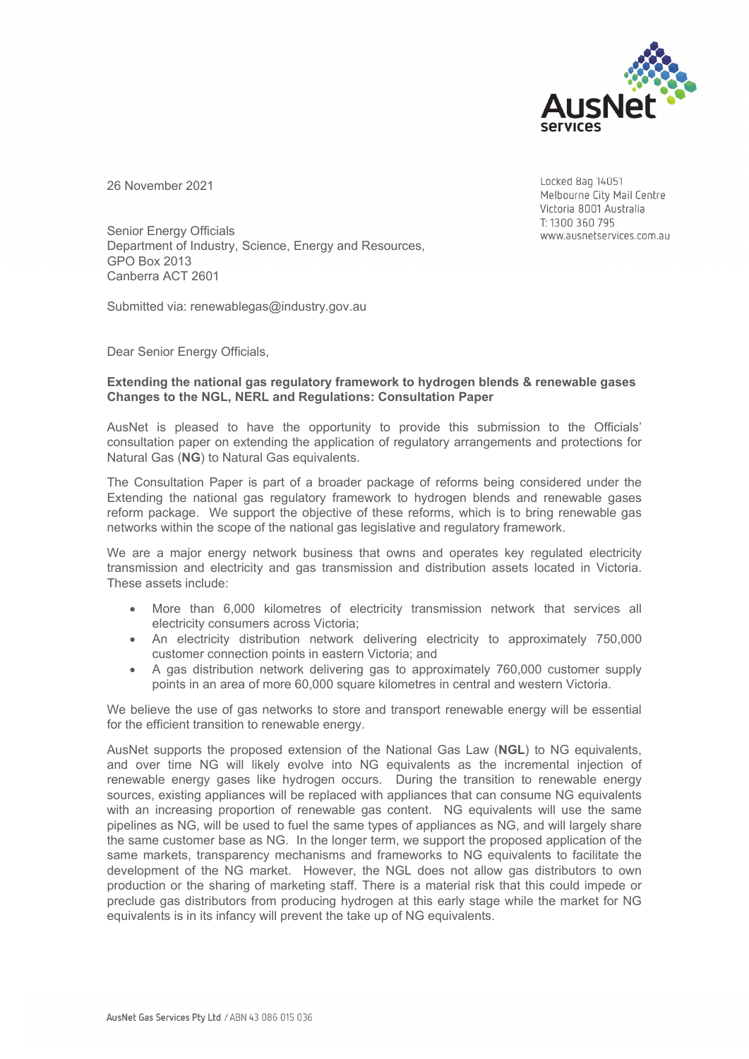26 November 2021

Locked Bag 14051
Melbourne City Mail Centre
Victoria 8001 Australia
T: 1300 360 795
www.ausnetservices.com.au

Senior Energy Officials
Department of Industry, Science, Energy and Resources,
GPO Box 2013
Canberra ACT 2601

Submitted via: renewablegas@industry.gov.au

Dear Senior Energy Officials,

**Extending the national gas regulatory framework to hydrogen blends & renewable gases Changes to the NGL, NERL and Regulations: Consultation Paper**

AusNet is pleased to have the opportunity to provide this submission to the Officials' consultation paper on extending the application of regulatory arrangements and protections for Natural Gas (**NG**) to Natural Gas equivalents.

The Consultation Paper is part of a broader package of reforms being considered under the Extending the national gas regulatory framework to hydrogen blends and renewable gases reform package. We support the objective of these reforms, which is to bring renewable gas networks within the scope of the national gas legislative and regulatory framework.

We are a major energy network business that owns and operates key regulated electricity transmission and electricity and gas transmission and distribution assets located in Victoria. These assets include:

- More than 6,000 kilometres of electricity transmission network that services all electricity consumers across Victoria;
- An electricity distribution network delivering electricity to approximately 750,000 customer connection points in eastern Victoria; and
- A gas distribution network delivering gas to approximately 760,000 customer supply points in an area of more 60,000 square kilometres in central and western Victoria.

We believe the use of gas networks to store and transport renewable energy will be essential for the efficient transition to renewable energy.

AusNet supports the proposed extension of the National Gas Law (**NGL**) to NG equivalents, and over time NG will likely evolve into NG equivalents as the incremental injection of renewable energy gases like hydrogen occurs. During the transition to renewable energy sources, existing appliances will be replaced with appliances that can consume NG equivalents with an increasing proportion of renewable gas content. NG equivalents will use the same pipelines as NG, will be used to fuel the same types of appliances as NG, and will largely share the same customer base as NG. In the longer term, we support the proposed application of the same markets, transparency mechanisms and frameworks to NG equivalents to facilitate the development of the NG market. However, the NGL does not allow gas distributors to own production or the sharing of marketing staff. There is a material risk that this could impede or preclude gas distributors from producing hydrogen at this early stage while the market for NG equivalents is in its infancy will prevent the take up of NG equivalents.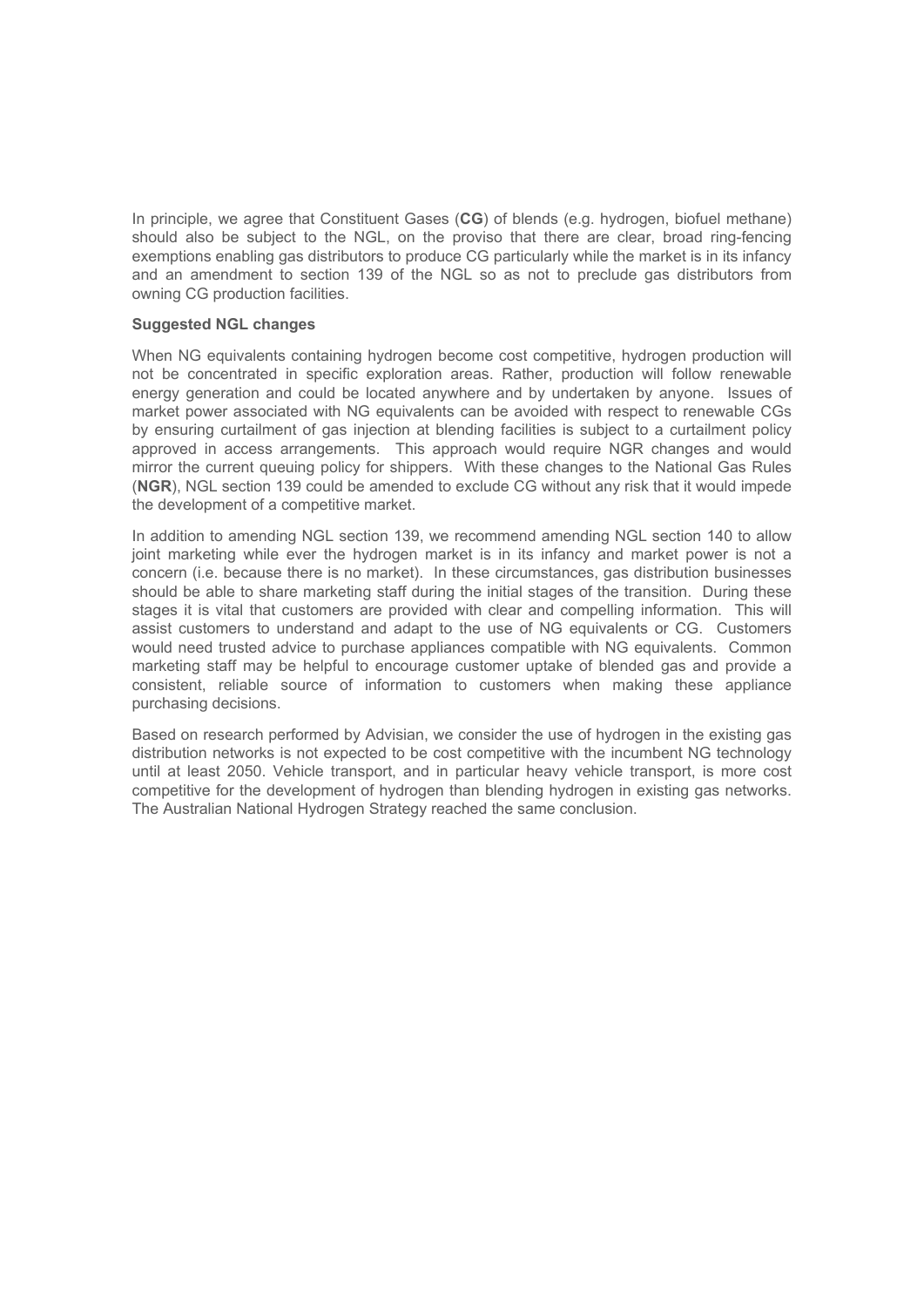In principle, we agree that Constituent Gases (**CG**) of blends (e.g. hydrogen, biofuel methane) should also be subject to the NGL, on the proviso that there are clear, broad ring-fencing exemptions enabling gas distributors to produce CG particularly while the market is in its infancy and an amendment to section 139 of the NGL so as not to preclude gas distributors from owning CG production facilities.

**Suggested NGL changes**

When NG equivalents containing hydrogen become cost competitive, hydrogen production will not be concentrated in specific exploration areas. Rather, production will follow renewable energy generation and could be located anywhere and by undertaken by anyone. Issues of market power associated with NG equivalents can be avoided with respect to renewable CGs by ensuring curtailment of gas injection at blending facilities is subject to a curtailment policy approved in access arrangements. This approach would require NGR changes and would mirror the current queuing policy for shippers. With these changes to the National Gas Rules (**NGR**), NGL section 139 could be amended to exclude CG without any risk that it would impede the development of a competitive market.

In addition to amending NGL section 139, we recommend amending NGL section 140 to allow joint marketing while ever the hydrogen market is in its infancy and market power is not a concern (i.e. because there is no market). In these circumstances, gas distribution businesses should be able to share marketing staff during the initial stages of the transition. During these stages it is vital that customers are provided with clear and compelling information. This will assist customers to understand and adapt to the use of NG equivalents or CG. Customers would need trusted advice to purchase appliances compatible with NG equivalents. Common marketing staff may be helpful to encourage customer uptake of blended gas and provide a consistent, reliable source of information to customers when making these appliance purchasing decisions.

Based on research performed by Advisian, we consider the use of hydrogen in the existing gas distribution networks is not expected to be cost competitive with the incumbent NG technology until at least 2050. Vehicle transport, and in particular heavy vehicle transport, is more cost competitive for the development of hydrogen than blending hydrogen in existing gas networks. The Australian National Hydrogen Strategy reached the same conclusion.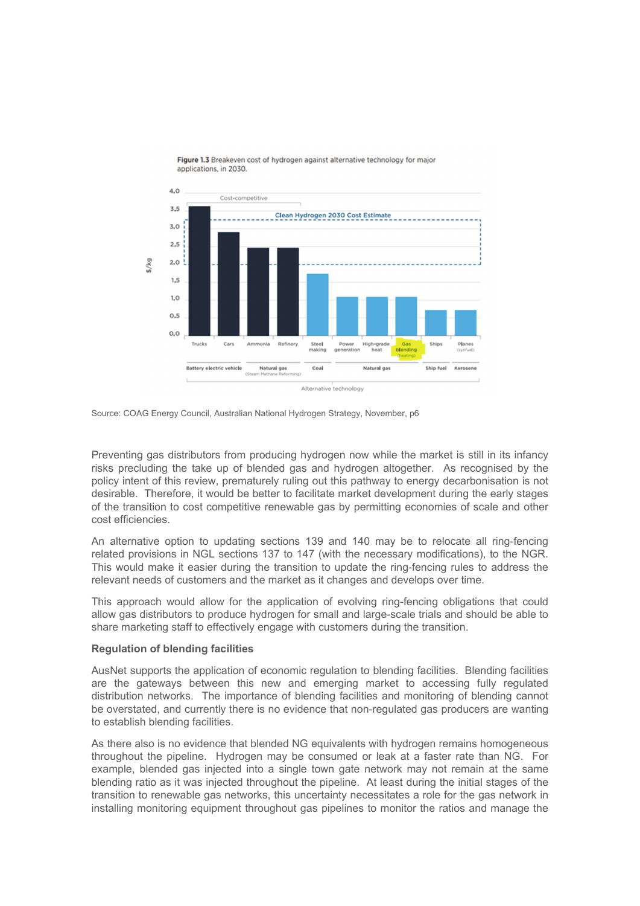**Figure 1.3** Breakeven cost of hydrogen against alternative technology for major applications, in 2030.

Source: COAG Energy Council, Australian National Hydrogen Strategy, November, p6

Preventing gas distributors from producing hydrogen now while the market is still in its infancy risks precluding the take up of blended gas and hydrogen altogether. As recognised by the policy intent of this review, prematurely ruling out this pathway to energy decarbonisation is not desirable. Therefore, it would be better to facilitate market development during the early stages of the transition to cost competitive renewable gas by permitting economies of scale and other cost efficiencies.

An alternative option to updating sections 139 and 140 may be to relocate all ring-fencing related provisions in NGL sections 137 to 147 (with the necessary modifications), to the NGR. This would make it easier during the transition to update the ring-fencing rules to address the relevant needs of customers and the market as it changes and develops over time.

This approach would allow for the application of evolving ring-fencing obligations that could allow gas distributors to produce hydrogen for small and large-scale trials and should be able to share marketing staff to effectively engage with customers during the transition.

**Regulation of blending facilities**

AusNet supports the application of economic regulation to blending facilities. Blending facilities are the gateways between this new and emerging market to accessing fully regulated distribution networks. The importance of blending facilities and monitoring of blending cannot be overstated, and currently there is no evidence that non-regulated gas producers are wanting to establish blending facilities.

As there also is no evidence that blended NG equivalents with hydrogen remains homogeneous throughout the pipeline. Hydrogen may be consumed or leak at a faster rate than NG. For example, blended gas injected into a single town gate network may not remain at the same blending ratio as it was injected throughout the pipeline. At least during the initial stages of the transition to renewable gas networks, this uncertainty necessitates a role for the gas network in installing monitoring equipment throughout gas pipelines to monitor the ratios and manage the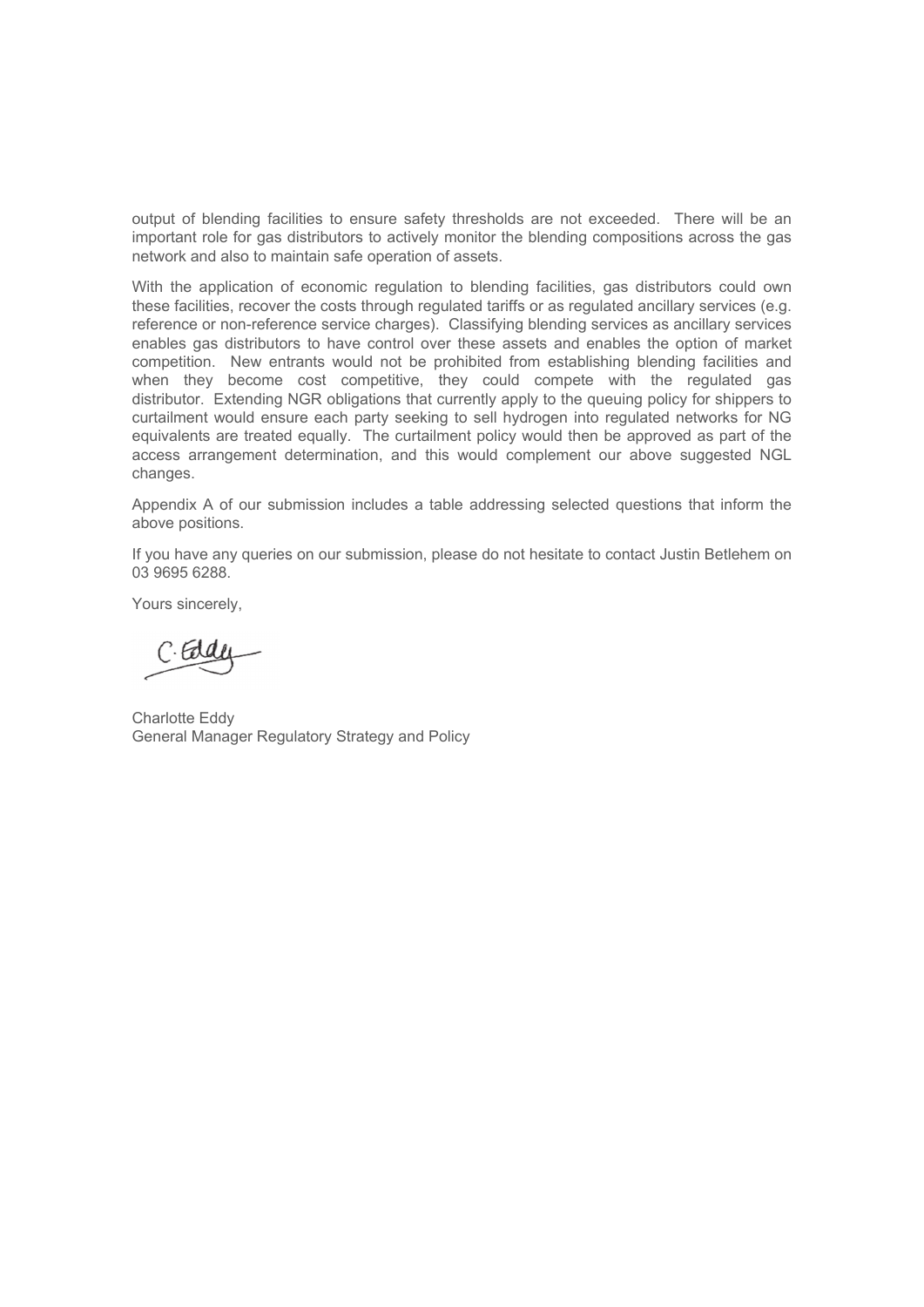output of blending facilities to ensure safety thresholds are not exceeded. There will be an important role for gas distributors to actively monitor the blending compositions across the gas network and also to maintain safe operation of assets.

With the application of economic regulation to blending facilities, gas distributors could own these facilities, recover the costs through regulated tariffs or as regulated ancillary services (e.g. reference or non-reference service charges). Classifying blending services as ancillary services enables gas distributors to have control over these assets and enables the option of market competition. New entrants would not be prohibited from establishing blending facilities and when they become cost competitive, they could compete with the regulated gas distributor. Extending NGR obligations that currently apply to the queuing policy for shippers to curtailment would ensure each party seeking to sell hydrogen into regulated networks for NG equivalents are treated equally. The curtailment policy would then be approved as part of the access arrangement determination, and this would complement our above suggested NGL changes.

Appendix A of our submission includes a table addressing selected questions that inform the above positions.

If you have any queries on our submission, please do not hesitate to contact Justin Betlehem on 03 9695 6288.

Yours sincerely,

Charlotte Eddy
General Manager Regulatory Strategy and Policy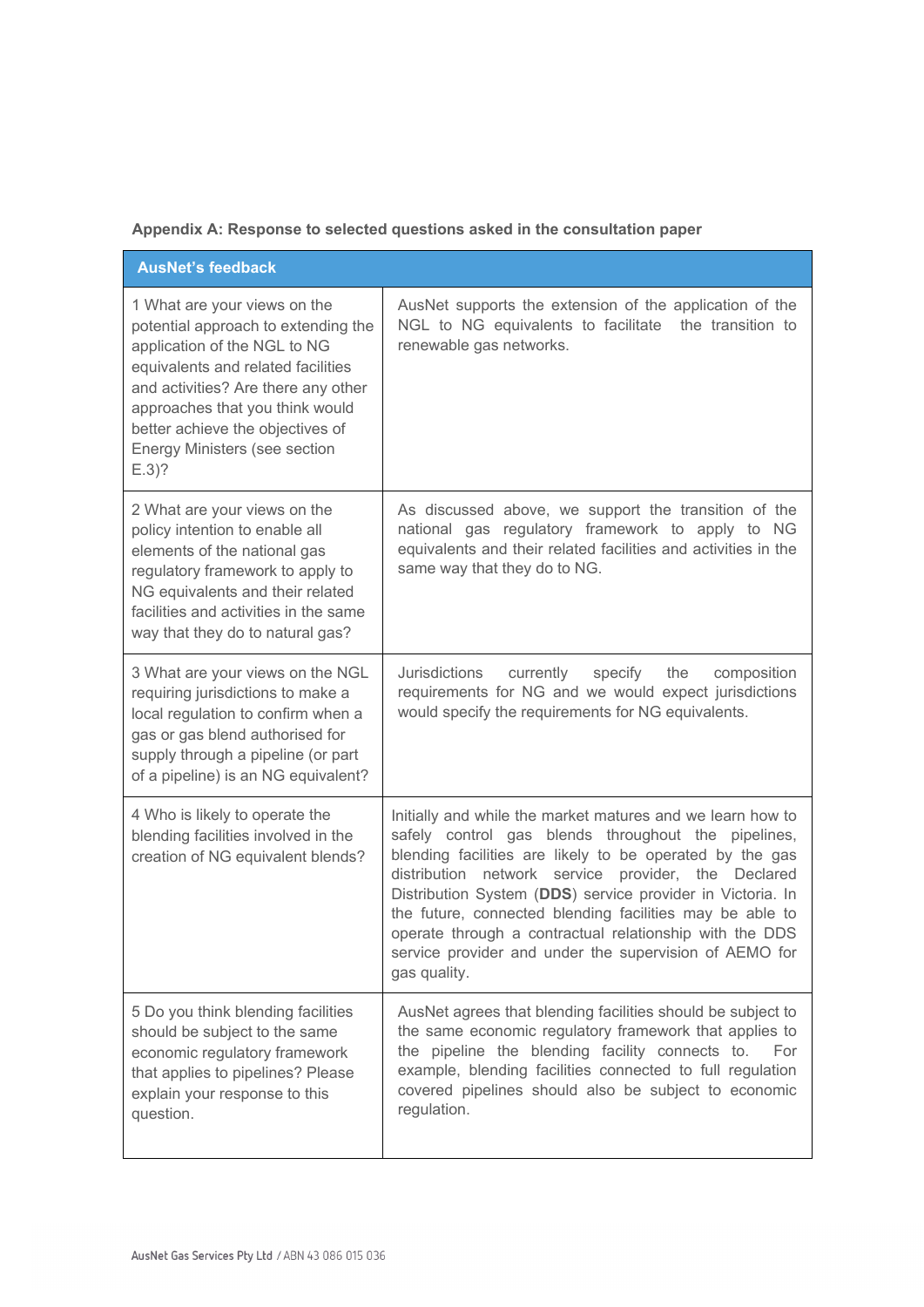**Appendix A: Response to selected questions asked in the consultation paper**

| AusNet's feedback | |
|---|---|
| 1 What are your views on the potential approach to extending the application of the NGL to NG equivalents and related facilities and activities? Are there any other approaches that you think would better achieve the objectives of Energy Ministers (see section E.3)? | AusNet supports the extension of the application of the NGL to NG equivalents to facilitate the transition to renewable gas networks. |
| 2 What are your views on the policy intention to enable all elements of the national gas regulatory framework to apply to NG equivalents and their related facilities and activities in the same way that they do to natural gas? | As discussed above, we support the transition of the national gas regulatory framework to apply to NG equivalents and their related facilities and activities in the same way that they do to NG. |
| 3 What are your views on the NGL requiring jurisdictions to make a local regulation to confirm when a gas or gas blend authorised for supply through a pipeline (or part of a pipeline) is an NG equivalent? | Jurisdictions currently specify the composition requirements for NG and we would expect jurisdictions would specify the requirements for NG equivalents. |
| 4 Who is likely to operate the blending facilities involved in the creation of NG equivalent blends? | Initially and while the market matures and we learn how to safely control gas blends throughout the pipelines, blending facilities are likely to be operated by the gas distribution network service provider, the Declared Distribution System (**DDS**) service provider in Victoria. In the future, connected blending facilities may be able to operate through a contractual relationship with the DDS service provider and under the supervision of AEMO for gas quality. |
| 5 Do you think blending facilities should be subject to the same economic regulatory framework that applies to pipelines? Please explain your response to this question. | AusNet agrees that blending facilities should be subject to the same economic regulatory framework that applies to the pipeline the blending facility connects to. For example, blending facilities connected to full regulation covered pipelines should also be subject to economic regulation. |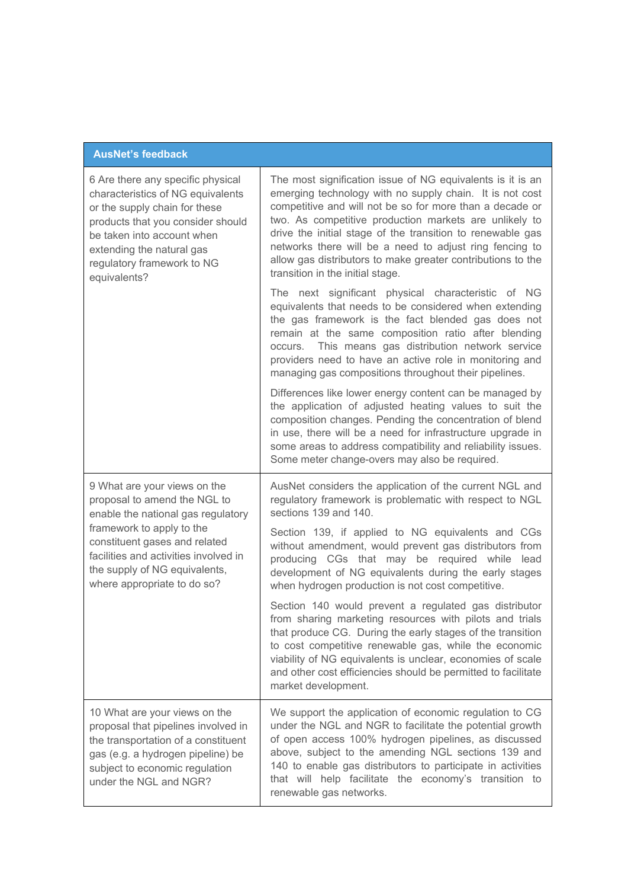| AusNet's feedback | |
|---|---|
| 6 Are there any specific physical characteristics of NG equivalents or the supply chain for these products that you consider should be taken into account when extending the natural gas regulatory framework to NG equivalents? | The most signification issue of NG equivalents is it is an emerging technology with no supply chain. It is not cost competitive and will not be so for more than a decade or two. As competitive production markets are unlikely to drive the initial stage of the transition to renewable gas networks there will be a need to adjust ring fencing to allow gas distributors to make greater contributions to the transition in the initial stage.<br><br>The next significant physical characteristic of NG equivalents that needs to be considered when extending the gas framework is the fact blended gas does not remain at the same composition ratio after blending occurs. This means gas distribution network service providers need to have an active role in monitoring and managing gas compositions throughout their pipelines.<br><br>Differences like lower energy content can be managed by the application of adjusted heating values to suit the composition changes. Pending the concentration of blend in use, there will be a need for infrastructure upgrade in some areas to address compatibility and reliability issues. Some meter change-overs may also be required. |
| 9 What are your views on the proposal to amend the NGL to enable the national gas regulatory framework to apply to the constituent gases and related facilities and activities involved in the supply of NG equivalents, where appropriate to do so? | AusNet considers the application of the current NGL and regulatory framework is problematic with respect to NGL sections 139 and 140.<br><br>Section 139, if applied to NG equivalents and CGs without amendment, would prevent gas distributors from producing CGs that may be required while lead development of NG equivalents during the early stages when hydrogen production is not cost competitive.<br><br>Section 140 would prevent a regulated gas distributor from sharing marketing resources with pilots and trials that produce CG. During the early stages of the transition to cost competitive renewable gas, while the economic viability of NG equivalents is unclear, economies of scale and other cost efficiencies should be permitted to facilitate market development. |
| 10 What are your views on the proposal that pipelines involved in the transportation of a constituent gas (e.g. a hydrogen pipeline) be subject to economic regulation under the NGL and NGR? | We support the application of economic regulation to CG under the NGL and NGR to facilitate the potential growth of open access 100% hydrogen pipelines, as discussed above, subject to the amending NGL sections 139 and 140 to enable gas distributors to participate in activities that will help facilitate the economy's transition to renewable gas networks. |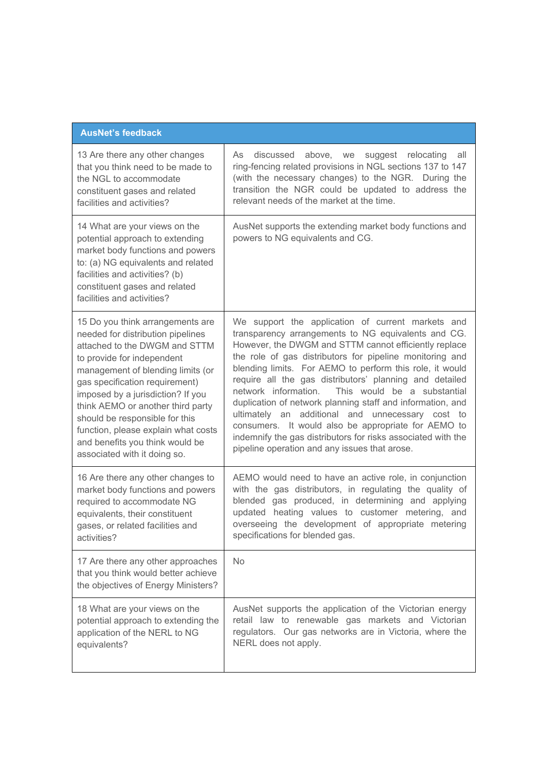| AusNet's feedback | |
|---|---|
| 13 Are there any other changes that you think need to be made to the NGL to accommodate constituent gases and related facilities and activities? | As discussed above, we suggest relocating all ring-fencing related provisions in NGL sections 137 to 147 (with the necessary changes) to the NGR. During the transition the NGR could be updated to address the relevant needs of the market at the time. |
| 14 What are your views on the potential approach to extending market body functions and powers to: (a) NG equivalents and related facilities and activities? (b) constituent gases and related facilities and activities? | AusNet supports the extending market body functions and powers to NG equivalents and CG. |
| 15 Do you think arrangements are needed for distribution pipelines attached to the DWGM and STTM to provide for independent management of blending limits (or gas specification requirement) imposed by a jurisdiction? If you think AEMO or another third party should be responsible for this function, please explain what costs and benefits you think would be associated with it doing so. | We support the application of current markets and transparency arrangements to NG equivalents and CG. However, the DWGM and STTM cannot efficiently replace the role of gas distributors for pipeline monitoring and blending limits. For AEMO to perform this role, it would require all the gas distributors' planning and detailed network information. This would be a substantial duplication of network planning staff and information, and ultimately an additional and unnecessary cost to consumers. It would also be appropriate for AEMO to indemnify the gas distributors for risks associated with the pipeline operation and any issues that arose. |
| 16 Are there any other changes to market body functions and powers required to accommodate NG equivalents, their constituent gases, or related facilities and activities? | AEMO would need to have an active role, in conjunction with the gas distributors, in regulating the quality of blended gas produced, in determining and applying updated heating values to customer metering, and overseeing the development of appropriate metering specifications for blended gas. |
| 17 Are there any other approaches that you think would better achieve the objectives of Energy Ministers? | No |
| 18 What are your views on the potential approach to extending the application of the NERL to NG equivalents? | AusNet supports the application of the Victorian energy retail law to renewable gas markets and Victorian regulators. Our gas networks are in Victoria, where the NERL does not apply. |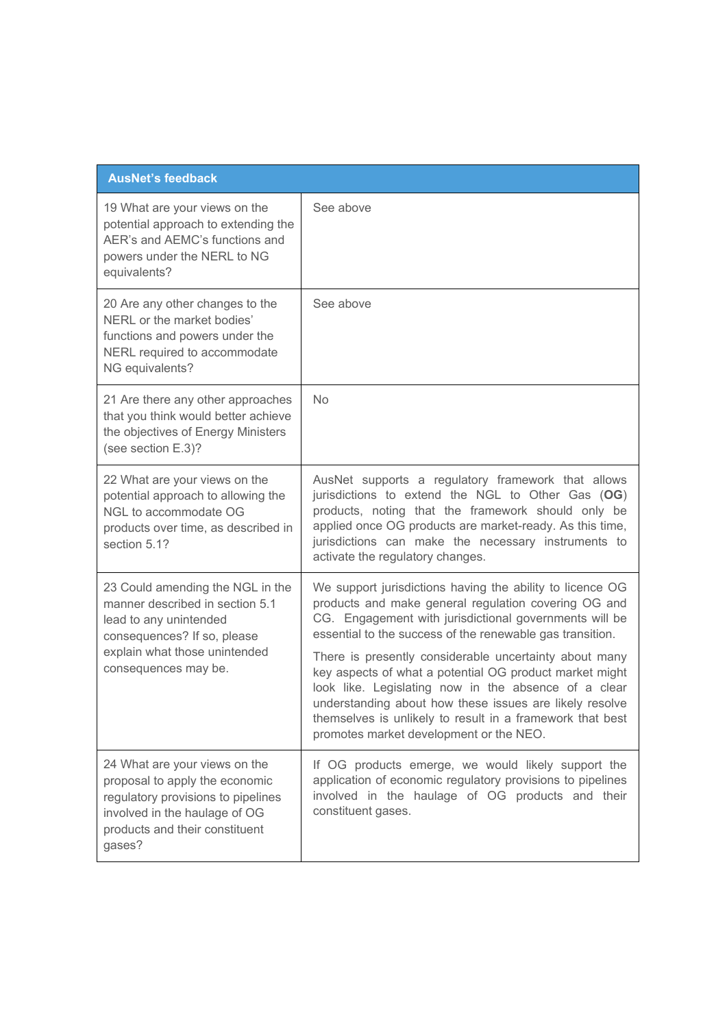| AusNet's feedback | |
|---|---|
| 19 What are your views on the potential approach to extending the AER's and AEMC's functions and powers under the NERL to NG equivalents? | See above |
| 20 Are any other changes to the NERL or the market bodies' functions and powers under the NERL required to accommodate NG equivalents? | See above |
| 21 Are there any other approaches that you think would better achieve the objectives of Energy Ministers (see section E.3)? | No |
| 22 What are your views on the potential approach to allowing the NGL to accommodate OG products over time, as described in section 5.1? | AusNet supports a regulatory framework that allows jurisdictions to extend the NGL to Other Gas (**OG**) products, noting that the framework should only be applied once OG products are market-ready. As this time, jurisdictions can make the necessary instruments to activate the regulatory changes. |
| 23 Could amending the NGL in the manner described in section 5.1 lead to any unintended consequences? If so, please explain what those unintended consequences may be. | We support jurisdictions having the ability to licence OG products and make general regulation covering OG and CG. Engagement with jurisdictional governments will be essential to the success of the renewable gas transition.<br><br>There is presently considerable uncertainty about many key aspects of what a potential OG product market might look like. Legislating now in the absence of a clear understanding about how these issues are likely resolve themselves is unlikely to result in a framework that best promotes market development or the NEO. |
| 24 What are your views on the proposal to apply the economic regulatory provisions to pipelines involved in the haulage of OG products and their constituent gases? | If OG products emerge, we would likely support the application of economic regulatory provisions to pipelines involved in the haulage of OG products and their constituent gases. |